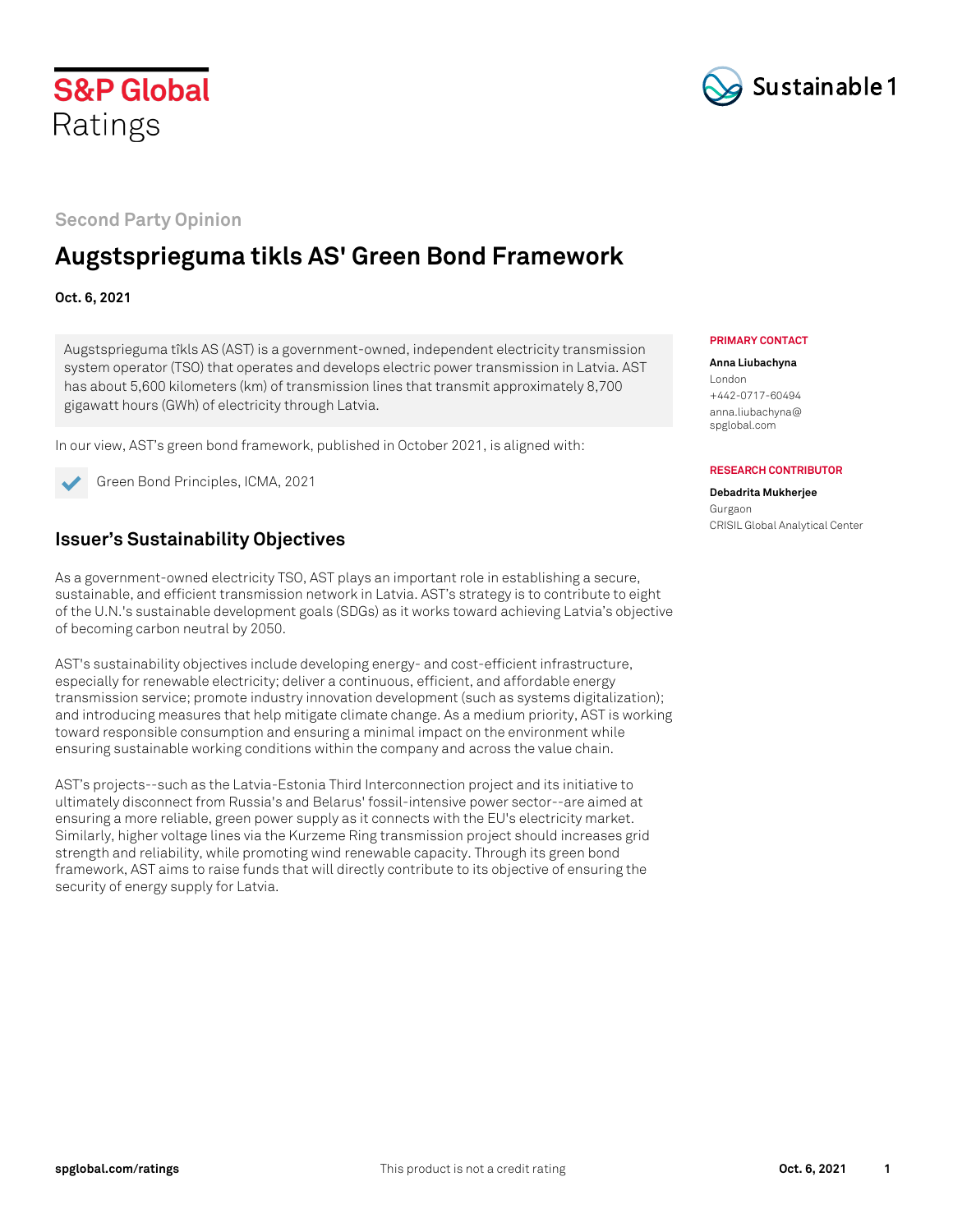S&P Global Ratings

Sustainable1

Second Party Opinion

# Augstsprieguma tikls AS' Green Bond Framework

**Oct. 6, 2021**

Augstsprieguma tīkls AS (AST) is a government-owned, independent electricity transmission system operator (TSO) that operates and develops electric power transmission in Latvia. AST has about 5,600 kilometers (km) of transmission lines that transmit approximately 8,700 gigawatt hours (GWh) of electricity through Latvia.

In our view, AST's green bond framework, published in October 2021, is aligned with:

- ✔ Green Bond Principles, ICMA, 2021

**PRIMARY CONTACT**

**Anna Liubachyna**
London
+442-0717-60494
anna.liubachyna@spglobal.com

**RESEARCH CONTRIBUTOR**

**Debadrita Mukherjee**
Gurgaon
CRISIL Global Analytical Center

## Issuer's Sustainability Objectives

As a government-owned electricity TSO, AST plays an important role in establishing a secure, sustainable, and efficient transmission network in Latvia. AST's strategy is to contribute to eight of the U.N.'s sustainable development goals (SDGs) as it works toward achieving Latvia's objective of becoming carbon neutral by 2050.

AST's sustainability objectives include developing energy- and cost-efficient infrastructure, especially for renewable electricity; deliver a continuous, efficient, and affordable energy transmission service; promote industry innovation development (such as systems digitalization); and introducing measures that help mitigate climate change. As a medium priority, AST is working toward responsible consumption and ensuring a minimal impact on the environment while ensuring sustainable working conditions within the company and across the value chain.

AST's projects--such as the Latvia-Estonia Third Interconnection project and its initiative to ultimately disconnect from Russia's and Belarus' fossil-intensive power sector--are aimed at ensuring a more reliable, green power supply as it connects with the EU's electricity market. Similarly, higher voltage lines via the Kurzeme Ring transmission project should increases grid strength and reliability, while promoting wind renewable capacity. Through its green bond framework, AST aims to raise funds that will directly contribute to its objective of ensuring the security of energy supply for Latvia.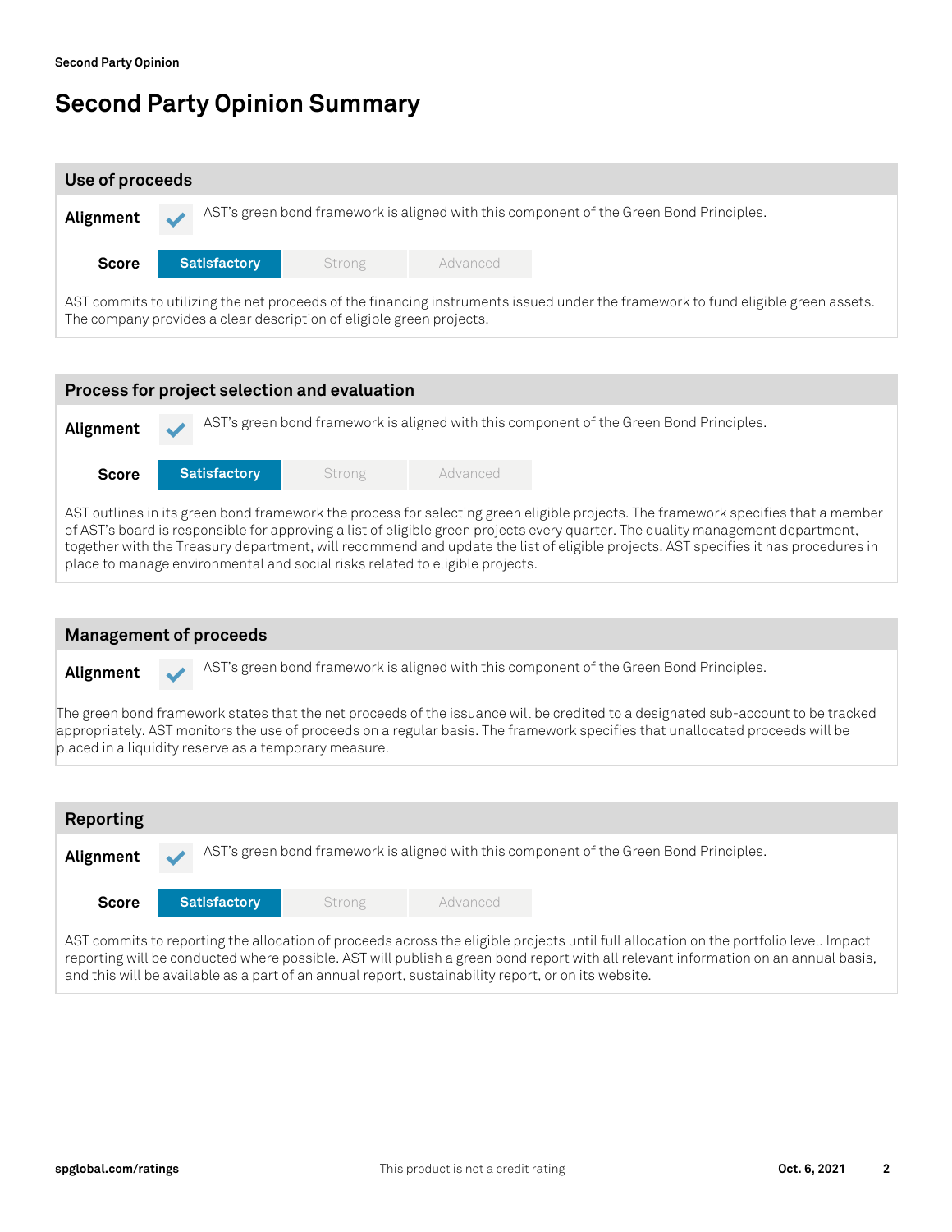# Second Party Opinion Summary

## Use of proceeds

**Alignment** ✓ AST's green bond framework is aligned with this component of the Green Bond Principles.

**Score** | **Satisfactory** | Strong | Advanced

AST commits to utilizing the net proceeds of the financing instruments issued under the framework to fund eligible green assets. The company provides a clear description of eligible green projects.

## Process for project selection and evaluation

**Alignment** ✓ AST's green bond framework is aligned with this component of the Green Bond Principles.

**Score** | **Satisfactory** | Strong | Advanced

AST outlines in its green bond framework the process for selecting green eligible projects. The framework specifies that a member of AST's board is responsible for approving a list of eligible green projects every quarter. The quality management department, together with the Treasury department, will recommend and update the list of eligible projects. AST specifies it has procedures in place to manage environmental and social risks related to eligible projects.

## Management of proceeds

**Alignment** ✓ AST's green bond framework is aligned with this component of the Green Bond Principles.

The green bond framework states that the net proceeds of the issuance will be credited to a designated sub-account to be tracked appropriately. AST monitors the use of proceeds on a regular basis. The framework specifies that unallocated proceeds will be placed in a liquidity reserve as a temporary measure.

## Reporting

**Alignment** ✓ AST's green bond framework is aligned with this component of the Green Bond Principles.

**Score** | **Satisfactory** | Strong | Advanced

AST commits to reporting the allocation of proceeds across the eligible projects until full allocation on the portfolio level. Impact reporting will be conducted where possible. AST will publish a green bond report with all relevant information on an annual basis, and this will be available as a part of an annual report, sustainability report, or on its website.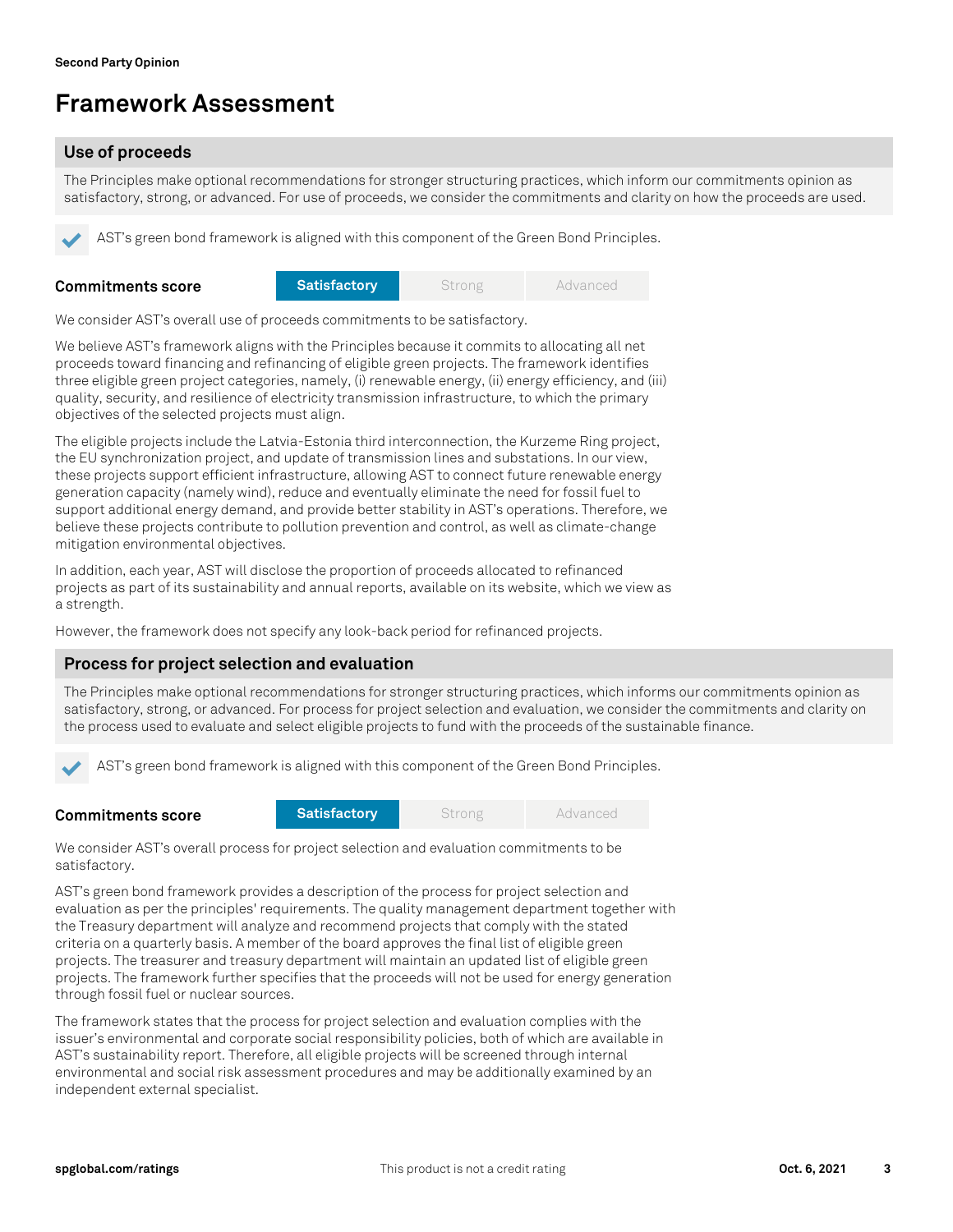# Framework Assessment

## Use of proceeds

The Principles make optional recommendations for stronger structuring practices, which inform our commitments opinion as satisfactory, strong, or advanced. For use of proceeds, we consider the commitments and clarity on how the proceeds are used.

✔ AST's green bond framework is aligned with this component of the Green Bond Principles.

**Commitments score** | **Satisfactory** | Strong | Advanced

We consider AST's overall use of proceeds commitments to be satisfactory.

We believe AST's framework aligns with the Principles because it commits to allocating all net proceeds toward financing and refinancing of eligible green projects. The framework identifies three eligible green project categories, namely, (i) renewable energy, (ii) energy efficiency, and (iii) quality, security, and resilience of electricity transmission infrastructure, to which the primary objectives of the selected projects must align.

The eligible projects include the Latvia-Estonia third interconnection, the Kurzeme Ring project, the EU synchronization project, and update of transmission lines and substations. In our view, these projects support efficient infrastructure, allowing AST to connect future renewable energy generation capacity (namely wind), reduce and eventually eliminate the need for fossil fuel to support additional energy demand, and provide better stability in AST's operations. Therefore, we believe these projects contribute to pollution prevention and control, as well as climate-change mitigation environmental objectives.

In addition, each year, AST will disclose the proportion of proceeds allocated to refinanced projects as part of its sustainability and annual reports, available on its website, which we view as a strength.

However, the framework does not specify any look-back period for refinanced projects.

## Process for project selection and evaluation

The Principles make optional recommendations for stronger structuring practices, which informs our commitments opinion as satisfactory, strong, or advanced. For process for project selection and evaluation, we consider the commitments and clarity on the process used to evaluate and select eligible projects to fund with the proceeds of the sustainable finance.

✔ AST's green bond framework is aligned with this component of the Green Bond Principles.

**Commitments score** | **Satisfactory** | Strong | Advanced

We consider AST's overall process for project selection and evaluation commitments to be satisfactory.

AST's green bond framework provides a description of the process for project selection and evaluation as per the principles' requirements. The quality management department together with the Treasury department will analyze and recommend projects that comply with the stated criteria on a quarterly basis. A member of the board approves the final list of eligible green projects. The treasurer and treasury department will maintain an updated list of eligible green projects. The framework further specifies that the proceeds will not be used for energy generation through fossil fuel or nuclear sources.

The framework states that the process for project selection and evaluation complies with the issuer's environmental and corporate social responsibility policies, both of which are available in AST's sustainability report. Therefore, all eligible projects will be screened through internal environmental and social risk assessment procedures and may be additionally examined by an independent external specialist.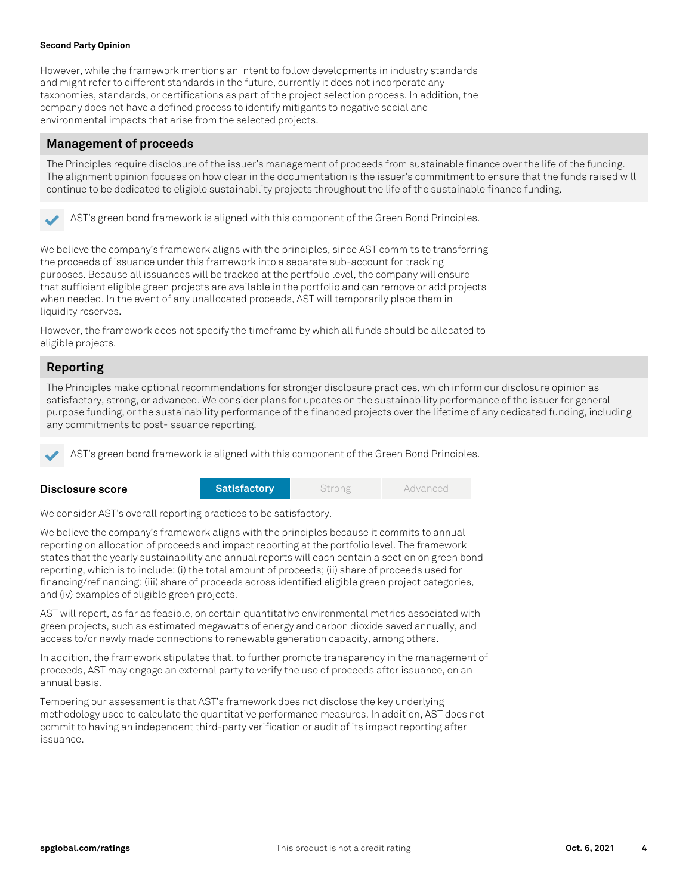However, while the framework mentions an intent to follow developments in industry standards and might refer to different standards in the future, currently it does not incorporate any taxonomies, standards, or certifications as part of the project selection process. In addition, the company does not have a defined process to identify mitigants to negative social and environmental impacts that arise from the selected projects.

## Management of proceeds

The Principles require disclosure of the issuer's management of proceeds from sustainable finance over the life of the funding. The alignment opinion focuses on how clear in the documentation is the issuer's commitment to ensure that the funds raised will continue to be dedicated to eligible sustainability projects throughout the life of the sustainable finance funding.

✔ AST's green bond framework is aligned with this component of the Green Bond Principles.

We believe the company's framework aligns with the principles, since AST commits to transferring the proceeds of issuance under this framework into a separate sub-account for tracking purposes. Because all issuances will be tracked at the portfolio level, the company will ensure that sufficient eligible green projects are available in the portfolio and can remove or add projects when needed. In the event of any unallocated proceeds, AST will temporarily place them in liquidity reserves.

However, the framework does not specify the timeframe by which all funds should be allocated to eligible projects.

## Reporting

The Principles make optional recommendations for stronger disclosure practices, which inform our disclosure opinion as satisfactory, strong, or advanced. We consider plans for updates on the sustainability performance of the issuer for general purpose funding, or the sustainability performance of the financed projects over the lifetime of any dedicated funding, including any commitments to post-issuance reporting.

✔ AST's green bond framework is aligned with this component of the Green Bond Principles.

| Disclosure score | **Satisfactory** | Strong | Advanced |
|---|---|---|---|

We consider AST's overall reporting practices to be satisfactory.

We believe the company's framework aligns with the principles because it commits to annual reporting on allocation of proceeds and impact reporting at the portfolio level. The framework states that the yearly sustainability and annual reports will each contain a section on green bond reporting, which is to include: (i) the total amount of proceeds; (ii) share of proceeds used for financing/refinancing; (iii) share of proceeds across identified eligible green project categories, and (iv) examples of eligible green projects.

AST will report, as far as feasible, on certain quantitative environmental metrics associated with green projects, such as estimated megawatts of energy and carbon dioxide saved annually, and access to/or newly made connections to renewable generation capacity, among others.

In addition, the framework stipulates that, to further promote transparency in the management of proceeds, AST may engage an external party to verify the use of proceeds after issuance, on an annual basis.

Tempering our assessment is that AST's framework does not disclose the key underlying methodology used to calculate the quantitative performance measures. In addition, AST does not commit to having an independent third-party verification or audit of its impact reporting after issuance.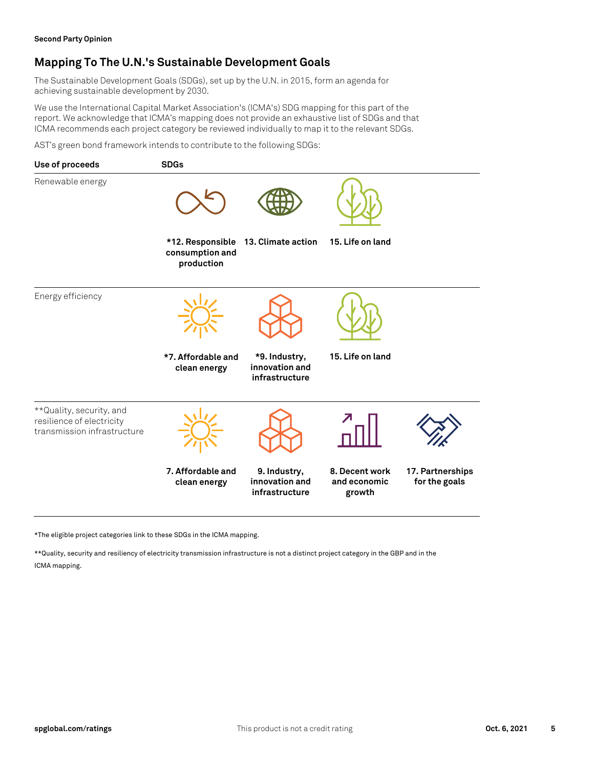## Mapping To The U.N.'s Sustainable Development Goals

The Sustainable Development Goals (SDGs), set up by the U.N. in 2015, form an agenda for achieving sustainable development by 2030.

We use the International Capital Market Association's (ICMA's) SDG mapping for this part of the report. We acknowledge that ICMA's mapping does not provide an exhaustive list of SDGs and that ICMA recommends each project category be reviewed individually to map it to the relevant SDGs.

AST's green bond framework intends to contribute to the following SDGs:

| Use of proceeds | SDGs | | | |
|---|---|---|---|---|
| Renewable energy | *12. Responsible consumption and production | 13. Climate action | 15. Life on land | |
| Energy efficiency | *7. Affordable and clean energy | *9. Industry, innovation and infrastructure | 15. Life on land | |
| **Quality, security, and resilience of electricity transmission infrastructure | 7. Affordable and clean energy | 9. Industry, innovation and infrastructure | 8. Decent work and economic growth | 17. Partnerships for the goals |

*The eligible project categories link to these SDGs in the ICMA mapping.

**Quality, security and resiliency of electricity transmission infrastructure is not a distinct project category in the GBP and in the ICMA mapping.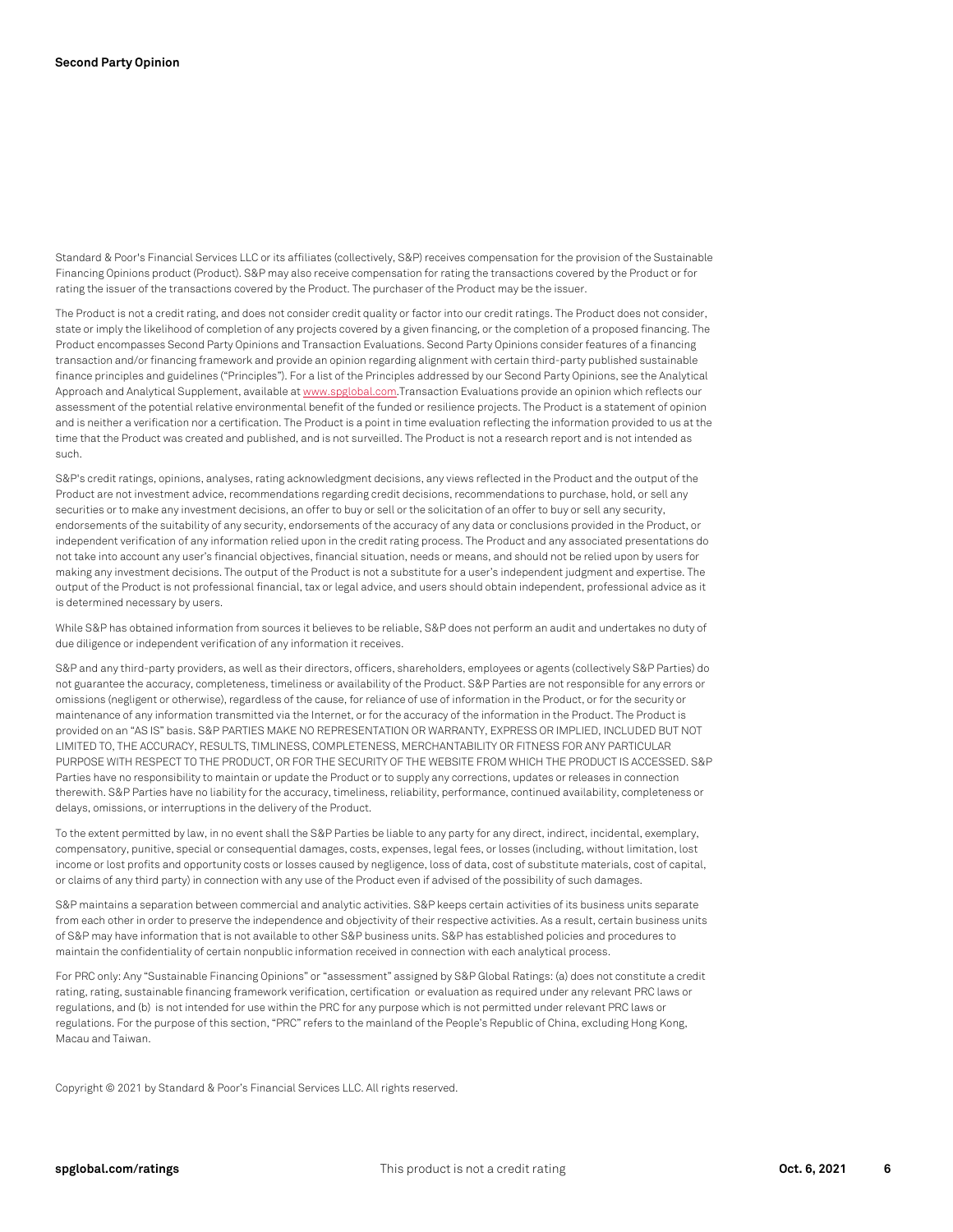Standard & Poor's Financial Services LLC or its affiliates (collectively, S&P) receives compensation for the provision of the Sustainable Financing Opinions product (Product). S&P may also receive compensation for rating the transactions covered by the Product or for rating the issuer of the transactions covered by the Product. The purchaser of the Product may be the issuer.

The Product is not a credit rating, and does not consider credit quality or factor into our credit ratings. The Product does not consider, state or imply the likelihood of completion of any projects covered by a given financing, or the completion of a proposed financing. The Product encompasses Second Party Opinions and Transaction Evaluations. Second Party Opinions consider features of a financing transaction and/or financing framework and provide an opinion regarding alignment with certain third-party published sustainable finance principles and guidelines ("Principles"). For a list of the Principles addressed by our Second Party Opinions, see the Analytical Approach and Analytical Supplement, available at www.spglobal.com.Transaction Evaluations provide an opinion which reflects our assessment of the potential relative environmental benefit of the funded or resilience projects. The Product is a statement of opinion and is neither a verification nor a certification. The Product is a point in time evaluation reflecting the information provided to us at the time that the Product was created and published, and is not surveilled. The Product is not a research report and is not intended as such.

S&P's credit ratings, opinions, analyses, rating acknowledgment decisions, any views reflected in the Product and the output of the Product are not investment advice, recommendations regarding credit decisions, recommendations to purchase, hold, or sell any securities or to make any investment decisions, an offer to buy or sell or the solicitation of an offer to buy or sell any security, endorsements of the suitability of any security, endorsements of the accuracy of any data or conclusions provided in the Product, or independent verification of any information relied upon in the credit rating process. The Product and any associated presentations do not take into account any user's financial objectives, financial situation, needs or means, and should not be relied upon by users for making any investment decisions. The output of the Product is not a substitute for a user's independent judgment and expertise. The output of the Product is not professional financial, tax or legal advice, and users should obtain independent, professional advice as it is determined necessary by users.

While S&P has obtained information from sources it believes to be reliable, S&P does not perform an audit and undertakes no duty of due diligence or independent verification of any information it receives.

S&P and any third-party providers, as well as their directors, officers, shareholders, employees or agents (collectively S&P Parties) do not guarantee the accuracy, completeness, timeliness or availability of the Product. S&P Parties are not responsible for any errors or omissions (negligent or otherwise), regardless of the cause, for reliance of use of information in the Product, or for the security or maintenance of any information transmitted via the Internet, or for the accuracy of the information in the Product. The Product is provided on an "AS IS" basis. S&P PARTIES MAKE NO REPRESENTATION OR WARRANTY, EXPRESS OR IMPLIED, INCLUDED BUT NOT LIMITED TO, THE ACCURACY, RESULTS, TIMLINESS, COMPLETENESS, MERCHANTABILITY OR FITNESS FOR ANY PARTICULAR PURPOSE WITH RESPECT TO THE PRODUCT, OR FOR THE SECURITY OF THE WEBSITE FROM WHICH THE PRODUCT IS ACCESSED. S&P Parties have no responsibility to maintain or update the Product or to supply any corrections, updates or releases in connection therewith. S&P Parties have no liability for the accuracy, timeliness, reliability, performance, continued availability, completeness or delays, omissions, or interruptions in the delivery of the Product.

To the extent permitted by law, in no event shall the S&P Parties be liable to any party for any direct, indirect, incidental, exemplary, compensatory, punitive, special or consequential damages, costs, expenses, legal fees, or losses (including, without limitation, lost income or lost profits and opportunity costs or losses caused by negligence, loss of data, cost of substitute materials, cost of capital, or claims of any third party) in connection with any use of the Product even if advised of the possibility of such damages.

S&P maintains a separation between commercial and analytic activities. S&P keeps certain activities of its business units separate from each other in order to preserve the independence and objectivity of their respective activities. As a result, certain business units of S&P may have information that is not available to other S&P business units. S&P has established policies and procedures to maintain the confidentiality of certain nonpublic information received in connection with each analytical process.

For PRC only: Any "Sustainable Financing Opinions" or "assessment" assigned by S&P Global Ratings: (a) does not constitute a credit rating, rating, sustainable financing framework verification, certification or evaluation as required under any relevant PRC laws or regulations, and (b) is not intended for use within the PRC for any purpose which is not permitted under relevant PRC laws or regulations. For the purpose of this section, "PRC" refers to the mainland of the People's Republic of China, excluding Hong Kong, Macau and Taiwan.

Copyright © 2021 by Standard & Poor's Financial Services LLC. All rights reserved.